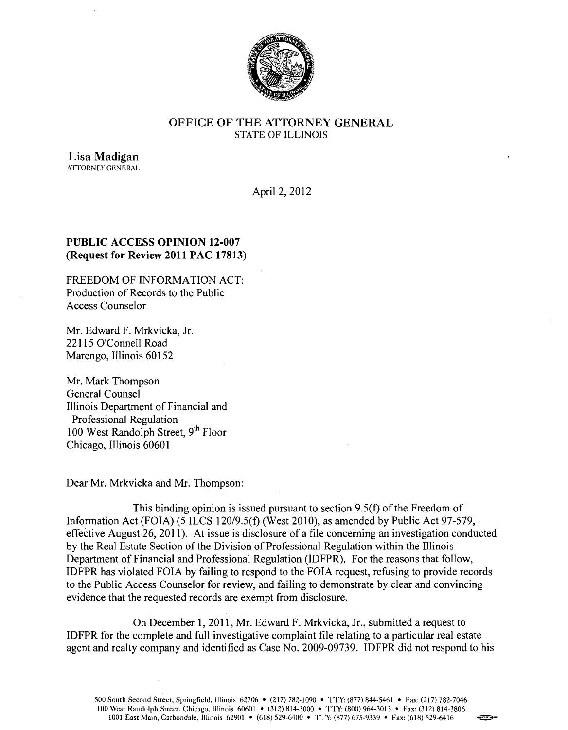**OFFICE OF THE ATTORNEY GENERAL**
STATE OF ILLINOIS

**Lisa Madigan**
ATTORNEY GENERAL

April 2, 2012

**PUBLIC ACCESS OPINION 12-007**
**(Request for Review 2011 PAC 17813)**

FREEDOM OF INFORMATION ACT:
Production of Records to the Public
Access Counselor

Mr. Edward F. Mrkvicka, Jr.
22115 O'Connell Road
Marengo, Illinois 60152

Mr. Mark Thompson
General Counsel
Illinois Department of Financial and
Professional Regulation
100 West Randolph Street, 9th Floor
Chicago, Illinois 60601

Dear Mr. Mrkvicka and Mr. Thompson:

This binding opinion is issued pursuant to section 9.5(f) of the Freedom of Information Act (FOIA) (5 ILCS 120/9.5(f) (West 2010), as amended by Public Act 97-579, effective August 26, 2011). At issue is disclosure of a file concerning an investigation conducted by the Real Estate Section of the Division of Professional Regulation within the Illinois Department of Financial and Professional Regulation (IDFPR). For the reasons that follow, IDFPR has violated FOIA by failing to respond to the FOIA request, refusing to provide records to the Public Access Counselor for review, and failing to demonstrate by clear and convincing evidence that the requested records are exempt from disclosure.

On December 1, 2011, Mr. Edward F. Mrkvicka, Jr., submitted a request to IDFPR for the complete and full investigative complaint file relating to a particular real estate agent and realty company and identified as Case No. 2009-09739. IDFPR did not respond to his

500 South Second Street, Springfield, Illinois 62706 • (217) 782-1090 • TTY: (877) 844-5461 • Fax: (217) 782-7046
100 West Randolph Street, Chicago, Illinois 60601 • (312) 814-3000 • TTY: (800) 964-3013 • Fax: (312) 814-3806
1001 East Main, Carbondale, Illinois 62901 • (618) 529-6400 • TTY: (877) 675-9339 • Fax: (618) 529-6416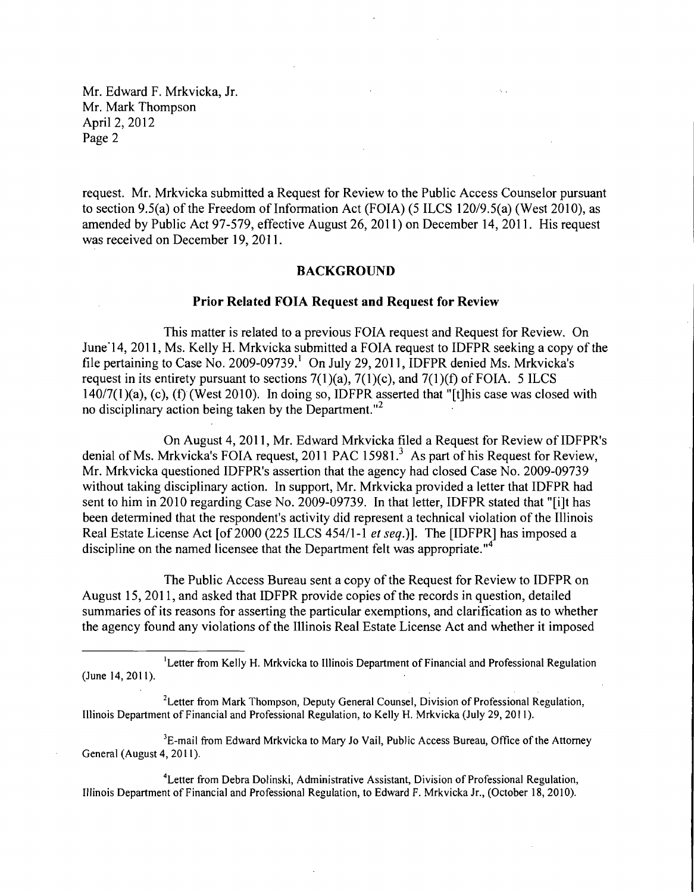request. Mr. Mrkvicka submitted a Request for Review to the Public Access Counselor pursuant to section 9.5(a) of the Freedom of Information Act (FOIA) (5 ILCS 120/9.5(a) (West 2010), as amended by Public Act 97-579, effective August 26, 2011) on December 14, 2011. His request was received on December 19, 2011.

## BACKGROUND

### Prior Related FOIA Request and Request for Review

This matter is related to a previous FOIA request and Request for Review. On June 14, 2011, Ms. Kelly H. Mrkvicka submitted a FOIA request to IDFPR seeking a copy of the file pertaining to Case No. 2009-09739.[1] On July 29, 2011, IDFPR denied Ms. Mrkvicka's request in its entirety pursuant to sections 7(1)(a), 7(1)(c), and 7(1)(f) of FOIA. 5 ILCS 140/7(1)(a), (c), (f) (West 2010). In doing so, IDFPR asserted that "[t]his case was closed with no disciplinary action being taken by the Department."[2]

On August 4, 2011, Mr. Edward Mrkvicka filed a Request for Review of IDFPR's denial of Ms. Mrkvicka's FOIA request, 2011 PAC 15981.[3] As part of his Request for Review, Mr. Mrkvicka questioned IDFPR's assertion that the agency had closed Case No. 2009-09739 without taking disciplinary action. In support, Mr. Mrkvicka provided a letter that IDFPR had sent to him in 2010 regarding Case No. 2009-09739. In that letter, IDFPR stated that "[i]t has been determined that the respondent's activity did represent a technical violation of the Illinois Real Estate License Act [of 2000 (225 ILCS 454/1-1 *et seq.*)]. The [IDFPR] has imposed a discipline on the named licensee that the Department felt was appropriate."[4]

The Public Access Bureau sent a copy of the Request for Review to IDFPR on August 15, 2011, and asked that IDFPR provide copies of the records in question, detailed summaries of its reasons for asserting the particular exemptions, and clarification as to whether the agency found any violations of the Illinois Real Estate License Act and whether it imposed

---

[1] Letter from Kelly H. Mrkvicka to Illinois Department of Financial and Professional Regulation (June 14, 2011).

[2] Letter from Mark Thompson, Deputy General Counsel, Division of Professional Regulation, Illinois Department of Financial and Professional Regulation, to Kelly H. Mrkvicka (July 29, 2011).

[3] E-mail from Edward Mrkvicka to Mary Jo Vail, Public Access Bureau, Office of the Attorney General (August 4, 2011).

[4] Letter from Debra Dolinski, Administrative Assistant, Division of Professional Regulation, Illinois Department of Financial and Professional Regulation, to Edward F. Mrkvicka Jr., (October 18, 2010).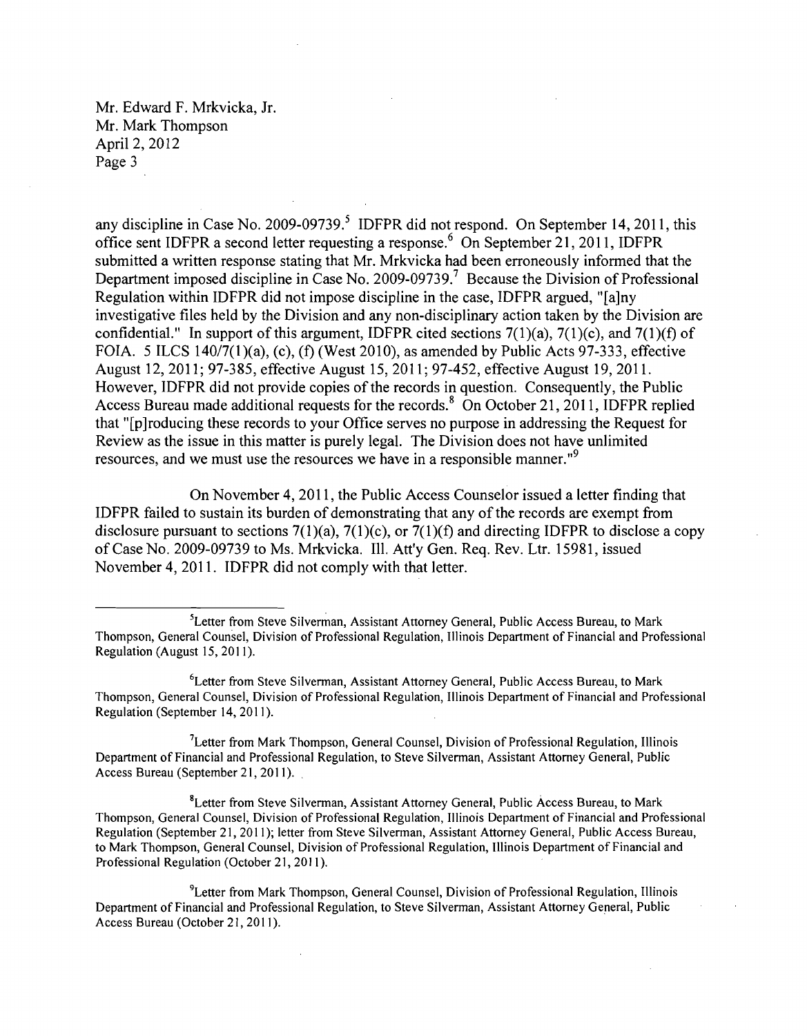any discipline in Case No. 2009-09739.[5] IDFPR did not respond. On September 14, 2011, this office sent IDFPR a second letter requesting a response.[6] On September 21, 2011, IDFPR submitted a written response stating that Mr. Mrkvicka had been erroneously informed that the Department imposed discipline in Case No. 2009-09739.[7] Because the Division of Professional Regulation within IDFPR did not impose discipline in the case, IDFPR argued, "[a]ny investigative files held by the Division and any non-disciplinary action taken by the Division are confidential." In support of this argument, IDFPR cited sections 7(1)(a), 7(1)(c), and 7(1)(f) of FOIA. 5 ILCS 140/7(1)(a), (c), (f) (West 2010), as amended by Public Acts 97-333, effective August 12, 2011; 97-385, effective August 15, 2011; 97-452, effective August 19, 2011. However, IDFPR did not provide copies of the records in question. Consequently, the Public Access Bureau made additional requests for the records.[8] On October 21, 2011, IDFPR replied that "[p]roducing these records to your Office serves no purpose in addressing the Request for Review as the issue in this matter is purely legal. The Division does not have unlimited resources, and we must use the resources we have in a responsible manner."[9]

On November 4, 2011, the Public Access Counselor issued a letter finding that IDFPR failed to sustain its burden of demonstrating that any of the records are exempt from disclosure pursuant to sections 7(1)(a), 7(1)(c), or 7(1)(f) and directing IDFPR to disclose a copy of Case No. 2009-09739 to Ms. Mrkvicka. Ill. Att'y Gen. Req. Rev. Ltr. 15981, issued November 4, 2011. IDFPR did not comply with that letter.

---

[5] Letter from Steve Silverman, Assistant Attorney General, Public Access Bureau, to Mark Thompson, General Counsel, Division of Professional Regulation, Illinois Department of Financial and Professional Regulation (August 15, 2011).

[6] Letter from Steve Silverman, Assistant Attorney General, Public Access Bureau, to Mark Thompson, General Counsel, Division of Professional Regulation, Illinois Department of Financial and Professional Regulation (September 14, 2011).

[7] Letter from Mark Thompson, General Counsel, Division of Professional Regulation, Illinois Department of Financial and Professional Regulation, to Steve Silverman, Assistant Attorney General, Public Access Bureau (September 21, 2011).

[8] Letter from Steve Silverman, Assistant Attorney General, Public Access Bureau, to Mark Thompson, General Counsel, Division of Professional Regulation, Illinois Department of Financial and Professional Regulation (September 21, 2011); letter from Steve Silverman, Assistant Attorney General, Public Access Bureau, to Mark Thompson, General Counsel, Division of Professional Regulation, Illinois Department of Financial and Professional Regulation (October 21, 2011).

[9] Letter from Mark Thompson, General Counsel, Division of Professional Regulation, Illinois Department of Financial and Professional Regulation, to Steve Silverman, Assistant Attorney General, Public Access Bureau (October 21, 2011).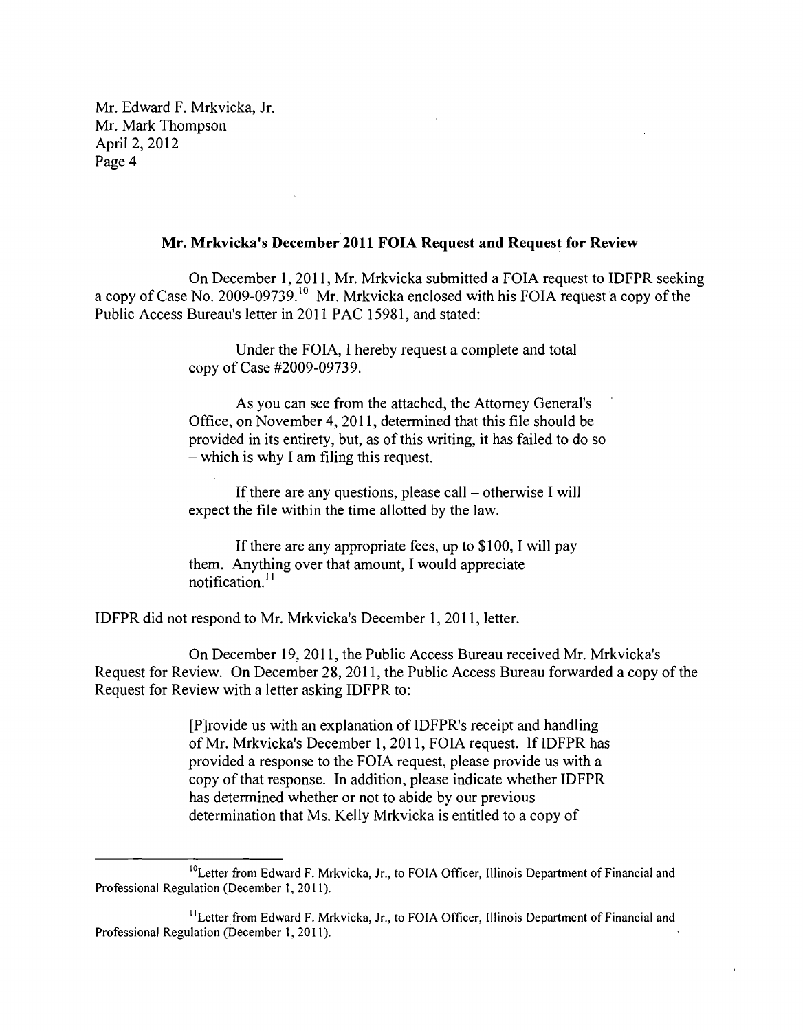Mr. Edward F. Mrkvicka, Jr.
Mr. Mark Thompson
April 2, 2012

## Mr. Mrkvicka's December 2011 FOIA Request and Request for Review

On December 1, 2011, Mr. Mrkvicka submitted a FOIA request to IDFPR seeking a copy of Case No. 2009-09739.[10] Mr. Mrkvicka enclosed with his FOIA request a copy of the Public Access Bureau's letter in 2011 PAC 15981, and stated:

> Under the FOIA, I hereby request a complete and total copy of Case #2009-09739.
>
> As you can see from the attached, the Attorney General's Office, on November 4, 2011, determined that this file should be provided in its entirety, but, as of this writing, it has failed to do so – which is why I am filing this request.
>
> If there are any questions, please call – otherwise I will expect the file within the time allotted by the law.
>
> If there are any appropriate fees, up to $100, I will pay them. Anything over that amount, I would appreciate notification.[11]

IDFPR did not respond to Mr. Mrkvicka's December 1, 2011, letter.

On December 19, 2011, the Public Access Bureau received Mr. Mrkvicka's Request for Review. On December 28, 2011, the Public Access Bureau forwarded a copy of the Request for Review with a letter asking IDFPR to:

> [P]rovide us with an explanation of IDFPR's receipt and handling of Mr. Mrkvicka's December 1, 2011, FOIA request. If IDFPR has provided a response to the FOIA request, please provide us with a copy of that response. In addition, please indicate whether IDFPR has determined whether or not to abide by our previous determination that Ms. Kelly Mrkvicka is entitled to a copy of

---

[10] Letter from Edward F. Mrkvicka, Jr., to FOIA Officer, Illinois Department of Financial and Professional Regulation (December 1, 2011).

[11] Letter from Edward F. Mrkvicka, Jr., to FOIA Officer, Illinois Department of Financial and Professional Regulation (December 1, 2011).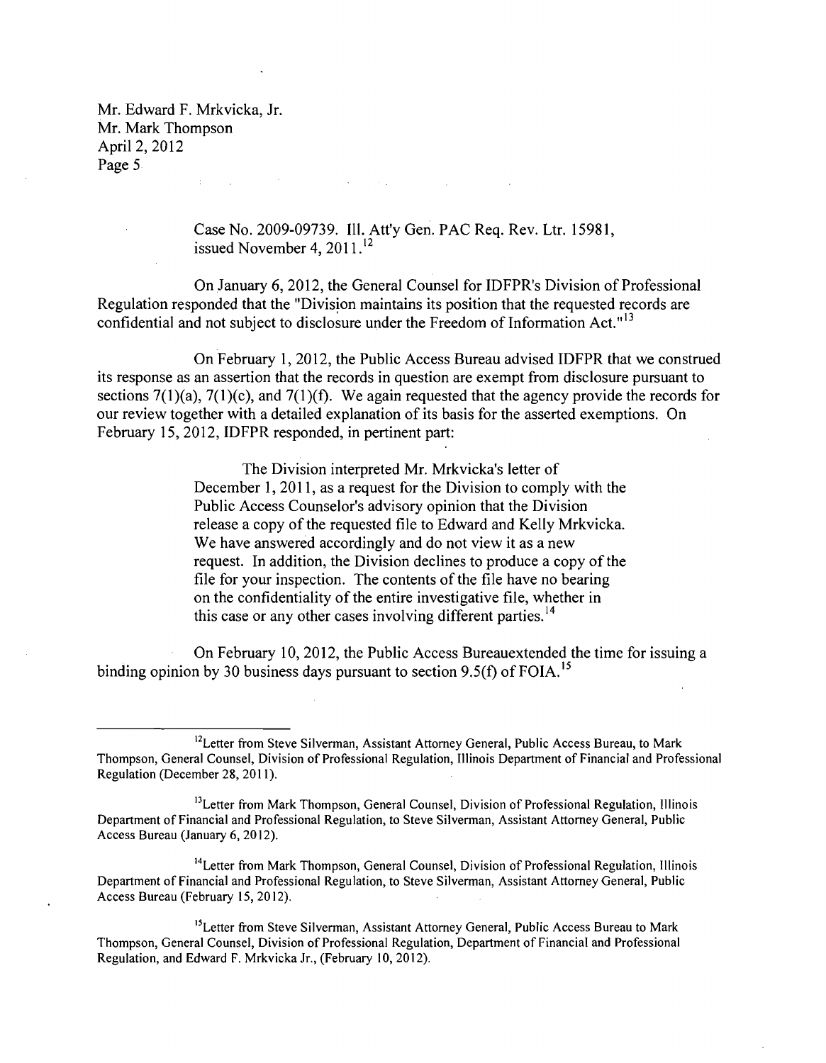Case No. 2009-09739. Ill. Att'y Gen. PAC Req. Rev. Ltr. 15981, issued November 4, 2011.[12]

On January 6, 2012, the General Counsel for IDFPR's Division of Professional Regulation responded that the "Division maintains its position that the requested records are confidential and not subject to disclosure under the Freedom of Information Act."[13]

On February 1, 2012, the Public Access Bureau advised IDFPR that we construed its response as an assertion that the records in question are exempt from disclosure pursuant to sections 7(1)(a), 7(1)(c), and 7(1)(f). We again requested that the agency provide the records for our review together with a detailed explanation of its basis for the asserted exemptions. On February 15, 2012, IDFPR responded, in pertinent part:

> The Division interpreted Mr. Mrkvicka's letter of December 1, 2011, as a request for the Division to comply with the Public Access Counselor's advisory opinion that the Division release a copy of the requested file to Edward and Kelly Mrkvicka. We have answered accordingly and do not view it as a new request. In addition, the Division declines to produce a copy of the file for your inspection. The contents of the file have no bearing on the confidentiality of the entire investigative file, whether in this case or any other cases involving different parties.[14]

On February 10, 2012, the Public Access Bureauextended the time for issuing a binding opinion by 30 business days pursuant to section 9.5(f) of FOIA.[15]

---

[12] Letter from Steve Silverman, Assistant Attorney General, Public Access Bureau, to Mark Thompson, General Counsel, Division of Professional Regulation, Illinois Department of Financial and Professional Regulation (December 28, 2011).

[13] Letter from Mark Thompson, General Counsel, Division of Professional Regulation, Illinois Department of Financial and Professional Regulation, to Steve Silverman, Assistant Attorney General, Public Access Bureau (January 6, 2012).

[14] Letter from Mark Thompson, General Counsel, Division of Professional Regulation, Illinois Department of Financial and Professional Regulation, to Steve Silverman, Assistant Attorney General, Public Access Bureau (February 15, 2012).

[15] Letter from Steve Silverman, Assistant Attorney General, Public Access Bureau to Mark Thompson, General Counsel, Division of Professional Regulation, Department of Financial and Professional Regulation, and Edward F. Mrkvicka Jr., (February 10, 2012).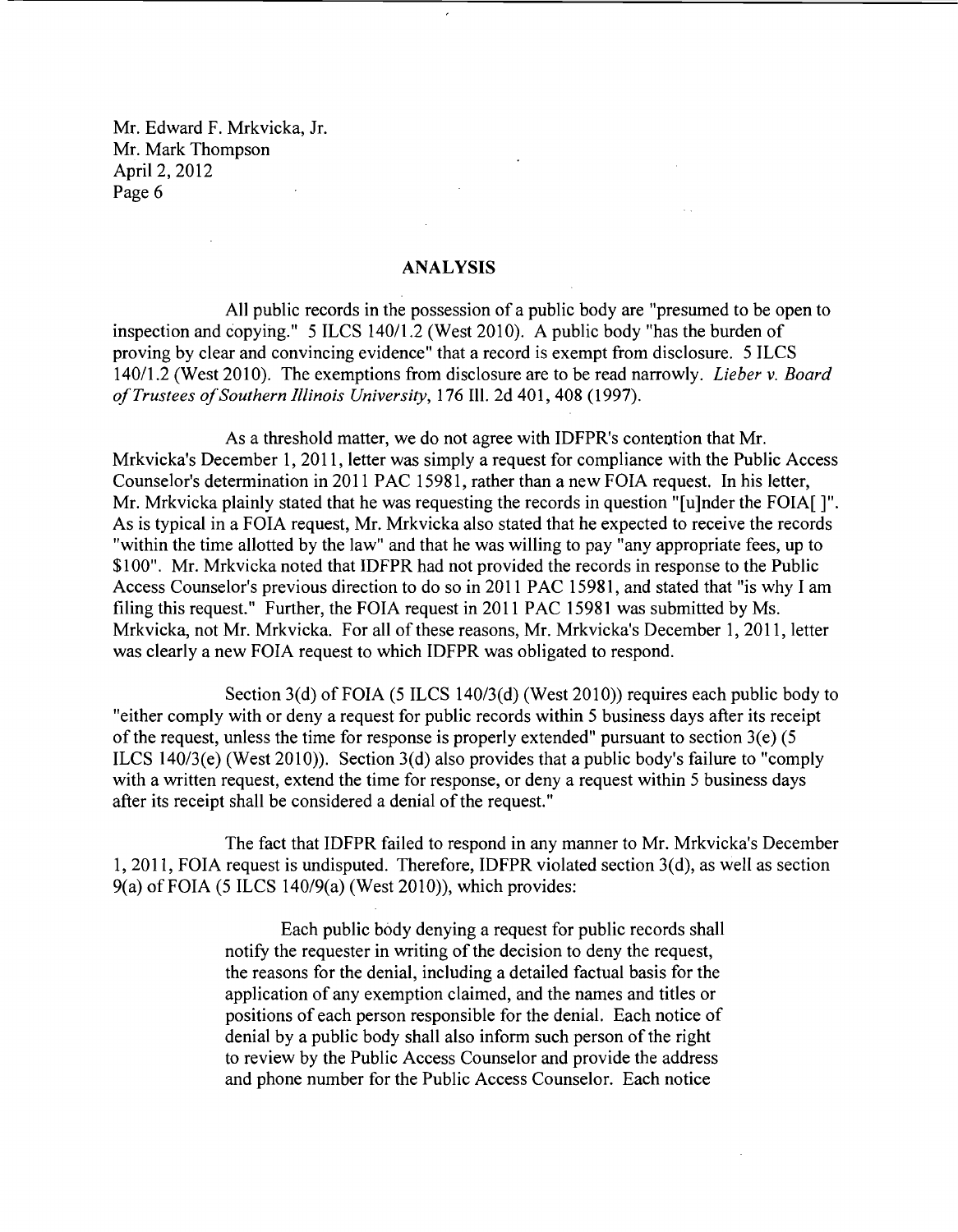## ANALYSIS

All public records in the possession of a public body are "presumed to be open to inspection and copying." 5 ILCS 140/1.2 (West 2010). A public body "has the burden of proving by clear and convincing evidence" that a record is exempt from disclosure. 5 ILCS 140/1.2 (West 2010). The exemptions from disclosure are to be read narrowly. *Lieber v. Board of Trustees of Southern Illinois University*, 176 Ill. 2d 401, 408 (1997).

As a threshold matter, we do not agree with IDFPR's contention that Mr. Mrkvicka's December 1, 2011, letter was simply a request for compliance with the Public Access Counselor's determination in 2011 PAC 15981, rather than a new FOIA request. In his letter, Mr. Mrkvicka plainly stated that he was requesting the records in question "[u]nder the FOIA[ ]". As is typical in a FOIA request, Mr. Mrkvicka also stated that he expected to receive the records "within the time allotted by the law" and that he was willing to pay "any appropriate fees, up to $100". Mr. Mrkvicka noted that IDFPR had not provided the records in response to the Public Access Counselor's previous direction to do so in 2011 PAC 15981, and stated that "is why I am filing this request." Further, the FOIA request in 2011 PAC 15981 was submitted by Ms. Mrkvicka, not Mr. Mrkvicka. For all of these reasons, Mr. Mrkvicka's December 1, 2011, letter was clearly a new FOIA request to which IDFPR was obligated to respond.

Section 3(d) of FOIA (5 ILCS 140/3(d) (West 2010)) requires each public body to "either comply with or deny a request for public records within 5 business days after its receipt of the request, unless the time for response is properly extended" pursuant to section 3(e) (5 ILCS 140/3(e) (West 2010)). Section 3(d) also provides that a public body's failure to "comply with a written request, extend the time for response, or deny a request within 5 business days after its receipt shall be considered a denial of the request."

The fact that IDFPR failed to respond in any manner to Mr. Mrkvicka's December 1, 2011, FOIA request is undisputed. Therefore, IDFPR violated section 3(d), as well as section 9(a) of FOIA (5 ILCS 140/9(a) (West 2010)), which provides:

> Each public body denying a request for public records shall notify the requester in writing of the decision to deny the request, the reasons for the denial, including a detailed factual basis for the application of any exemption claimed, and the names and titles or positions of each person responsible for the denial. Each notice of denial by a public body shall also inform such person of the right to review by the Public Access Counselor and provide the address and phone number for the Public Access Counselor. Each notice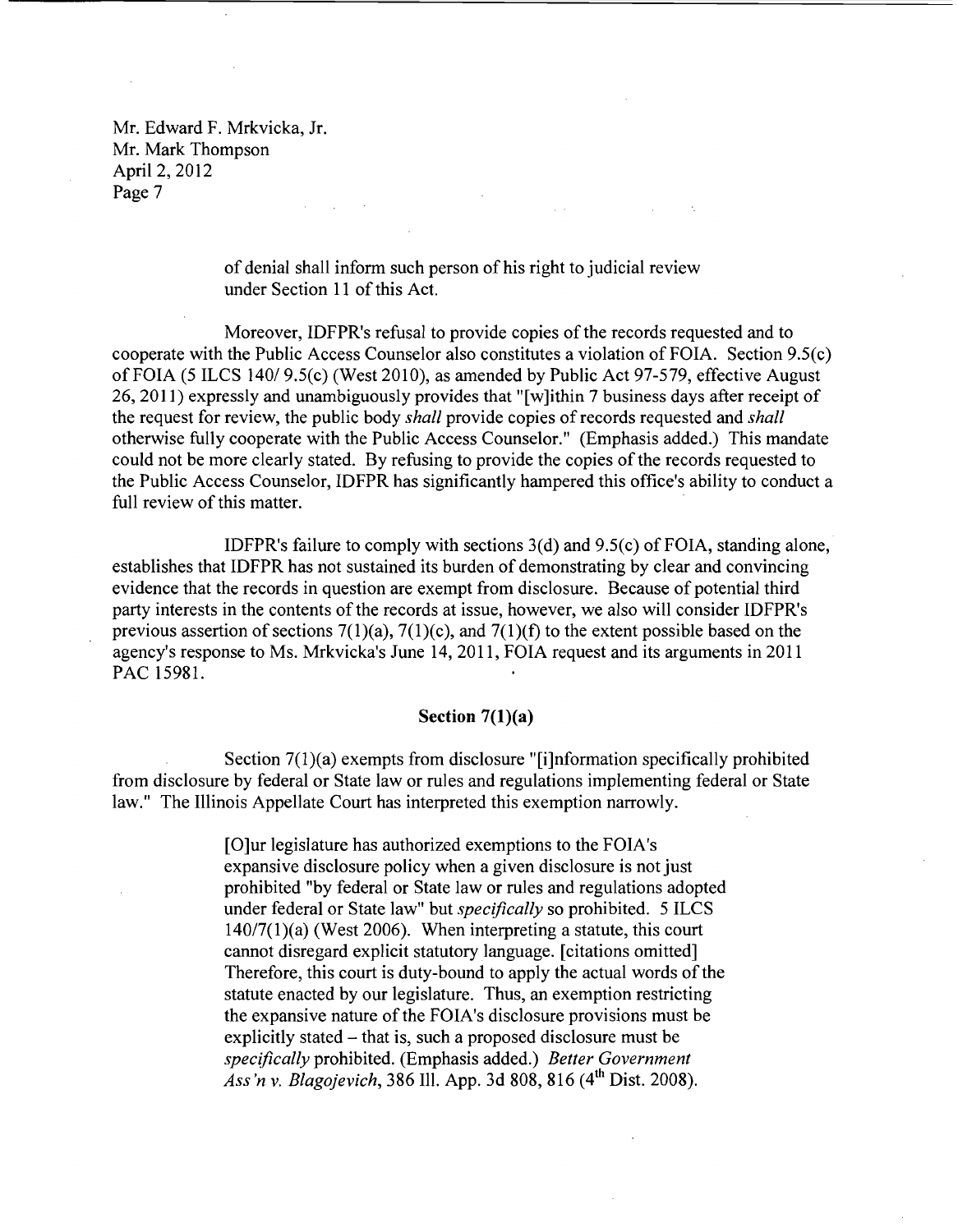of denial shall inform such person of his right to judicial review under Section 11 of this Act.

Moreover, IDFPR's refusal to provide copies of the records requested and to cooperate with the Public Access Counselor also constitutes a violation of FOIA. Section 9.5(c) of FOIA (5 ILCS 140/ 9.5(c) (West 2010), as amended by Public Act 97-579, effective August 26, 2011) expressly and unambiguously provides that "[w]ithin 7 business days after receipt of the request for review, the public body *shall* provide copies of records requested and *shall* otherwise fully cooperate with the Public Access Counselor." (Emphasis added.) This mandate could not be more clearly stated. By refusing to provide the copies of the records requested to the Public Access Counselor, IDFPR has significantly hampered this office's ability to conduct a full review of this matter.

IDFPR's failure to comply with sections 3(d) and 9.5(c) of FOIA, standing alone, establishes that IDFPR has not sustained its burden of demonstrating by clear and convincing evidence that the records in question are exempt from disclosure. Because of potential third party interests in the contents of the records at issue, however, we also will consider IDFPR's previous assertion of sections 7(1)(a), 7(1)(c), and 7(1)(f) to the extent possible based on the agency's response to Ms. Mrkvicka's June 14, 2011, FOIA request and its arguments in 2011 PAC 15981.

### Section 7(1)(a)

Section 7(1)(a) exempts from disclosure "[i]nformation specifically prohibited from disclosure by federal or State law or rules and regulations implementing federal or State law." The Illinois Appellate Court has interpreted this exemption narrowly.

> [O]ur legislature has authorized exemptions to the FOIA's expansive disclosure policy when a given disclosure is not just prohibited "by federal or State law or rules and regulations adopted under federal or State law" but *specifically* so prohibited. 5 ILCS 140/7(1)(a) (West 2006). When interpreting a statute, this court cannot disregard explicit statutory language. [citations omitted] Therefore, this court is duty-bound to apply the actual words of the statute enacted by our legislature. Thus, an exemption restricting the expansive nature of the FOIA's disclosure provisions must be explicitly stated – that is, such a proposed disclosure must be *specifically* prohibited. (Emphasis added.) *Better Government Ass'n v. Blagojevich*, 386 Ill. App. 3d 808, 816 (4th Dist. 2008).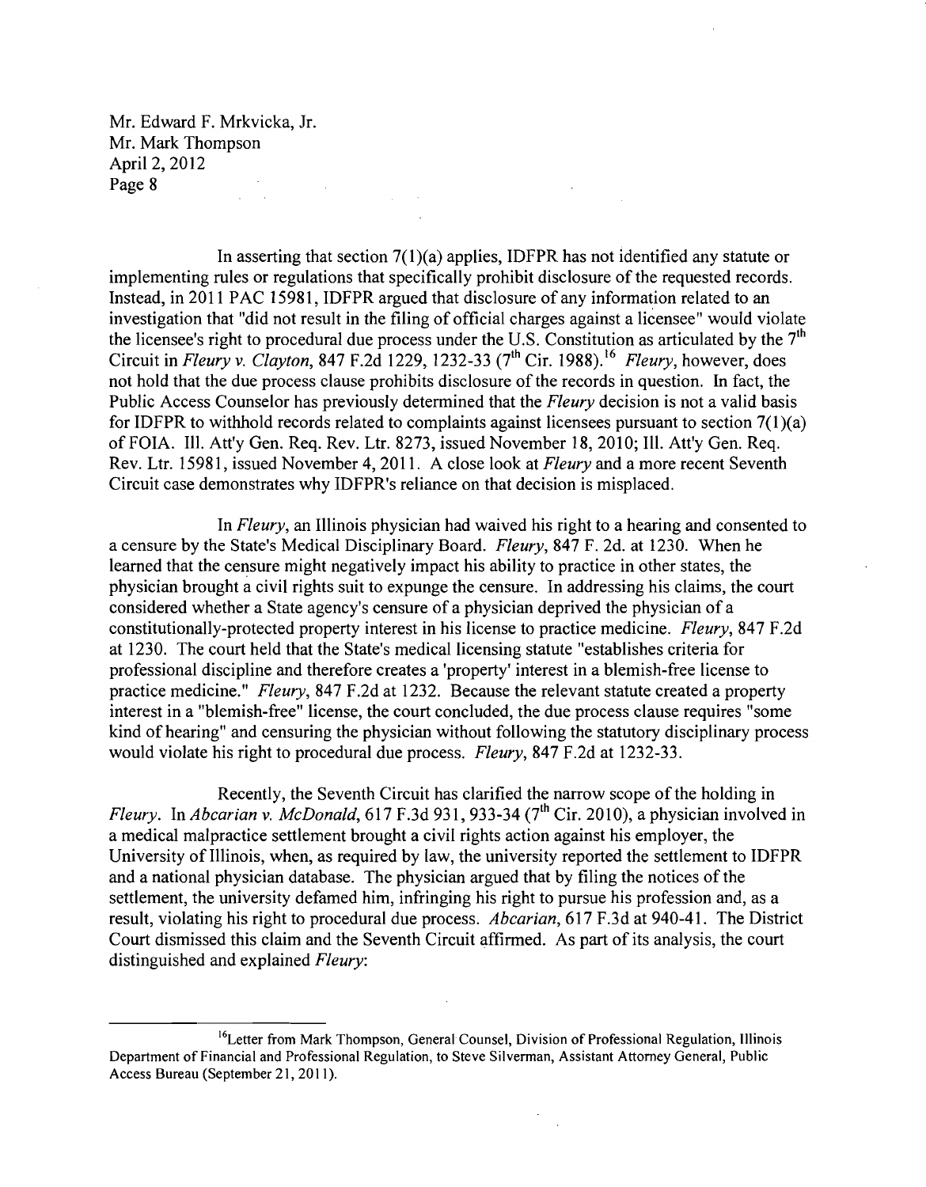Mr. Edward F. Mrkvicka, Jr.
Mr. Mark Thompson
April 2, 2012
Page 8

In asserting that section 7(1)(a) applies, IDFPR has not identified any statute or implementing rules or regulations that specifically prohibit disclosure of the requested records. Instead, in 2011 PAC 15981, IDFPR argued that disclosure of any information related to an investigation that "did not result in the filing of official charges against a licensee" would violate the licensee's right to procedural due process under the U.S. Constitution as articulated by the 7th Circuit in *Fleury v. Clayton*, 847 F.2d 1229, 1232-33 (7th Cir. 1988).[16] *Fleury*, however, does not hold that the due process clause prohibits disclosure of the records in question. In fact, the Public Access Counselor has previously determined that the *Fleury* decision is not a valid basis for IDFPR to withhold records related to complaints against licensees pursuant to section 7(1)(a) of FOIA. Ill. Att'y Gen. Req. Rev. Ltr. 8273, issued November 18, 2010; Ill. Att'y Gen. Req. Rev. Ltr. 15981, issued November 4, 2011. A close look at *Fleury* and a more recent Seventh Circuit case demonstrates why IDFPR's reliance on that decision is misplaced.

In *Fleury*, an Illinois physician had waived his right to a hearing and consented to a censure by the State's Medical Disciplinary Board. *Fleury*, 847 F. 2d. at 1230. When he learned that the censure might negatively impact his ability to practice in other states, the physician brought a civil rights suit to expunge the censure. In addressing his claims, the court considered whether a State agency's censure of a physician deprived the physician of a constitutionally-protected property interest in his license to practice medicine. *Fleury*, 847 F.2d at 1230. The court held that the State's medical licensing statute "establishes criteria for professional discipline and therefore creates a 'property' interest in a blemish-free license to practice medicine." *Fleury*, 847 F.2d at 1232. Because the relevant statute created a property interest in a "blemish-free" license, the court concluded, the due process clause requires "some kind of hearing" and censuring the physician without following the statutory disciplinary process would violate his right to procedural due process. *Fleury*, 847 F.2d at 1232-33.

Recently, the Seventh Circuit has clarified the narrow scope of the holding in *Fleury*. In *Abcarian v. McDonald*, 617 F.3d 931, 933-34 (7th Cir. 2010), a physician involved in a medical malpractice settlement brought a civil rights action against his employer, the University of Illinois, when, as required by law, the university reported the settlement to IDFPR and a national physician database. The physician argued that by filing the notices of the settlement, the university defamed him, infringing his right to pursue his profession and, as a result, violating his right to procedural due process. *Abcarian*, 617 F.3d at 940-41. The District Court dismissed this claim and the Seventh Circuit affirmed. As part of its analysis, the court distinguished and explained *Fleury*:

---

[16] Letter from Mark Thompson, General Counsel, Division of Professional Regulation, Illinois Department of Financial and Professional Regulation, to Steve Silverman, Assistant Attorney General, Public Access Bureau (September 21, 2011).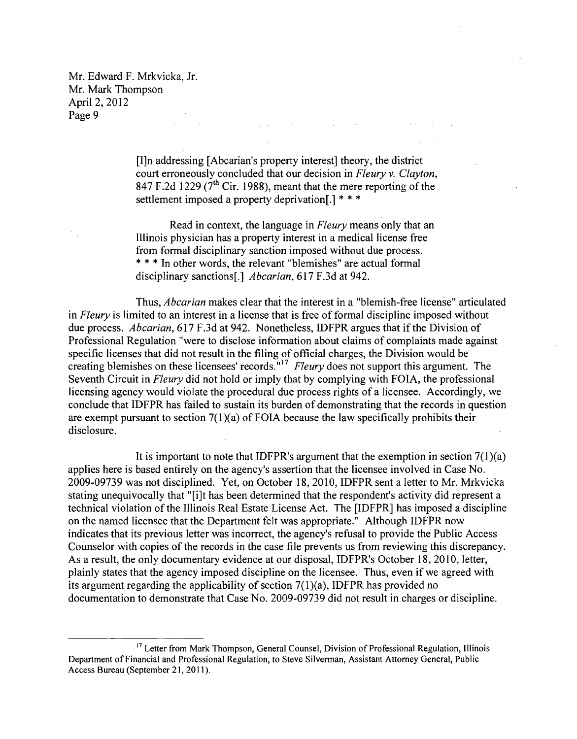> [I]n addressing [Abcarian's property interest] theory, the district court erroneously concluded that our decision in *Fleury v. Clayton*, 847 F.2d 1229 (7th Cir. 1988), meant that the mere reporting of the settlement imposed a property deprivation[.] * * *
>
> Read in context, the language in *Fleury* means only that an Illinois physician has a property interest in a medical license free from formal disciplinary sanction imposed without due process. * * * In other words, the relevant "blemishes" are actual formal disciplinary sanctions[.] *Abcarian*, 617 F.3d at 942.

Thus, *Abcarian* makes clear that the interest in a "blemish-free license" articulated in *Fleury* is limited to an interest in a license that is free of formal discipline imposed without due process. *Abcarian*, 617 F.3d at 942. Nonetheless, IDFPR argues that if the Division of Professional Regulation "were to disclose information about claims of complaints made against specific licenses that did not result in the filing of official charges, the Division would be creating blemishes on these licensees' records."[17] *Fleury* does not support this argument. The Seventh Circuit in *Fleury* did not hold or imply that by complying with FOIA, the professional licensing agency would violate the procedural due process rights of a licensee. Accordingly, we conclude that IDFPR has failed to sustain its burden of demonstrating that the records in question are exempt pursuant to section 7(1)(a) of FOIA because the law specifically prohibits their disclosure.

It is important to note that IDFPR's argument that the exemption in section 7(1)(a) applies here is based entirely on the agency's assertion that the licensee involved in Case No. 2009-09739 was not disciplined. Yet, on October 18, 2010, IDFPR sent a letter to Mr. Mrkvicka stating unequivocally that "[i]t has been determined that the respondent's activity did represent a technical violation of the Illinois Real Estate License Act. The [IDFPR] has imposed a discipline on the named licensee that the Department felt was appropriate." Although IDFPR now indicates that its previous letter was incorrect, the agency's refusal to provide the Public Access Counselor with copies of the records in the case file prevents us from reviewing this discrepancy. As a result, the only documentary evidence at our disposal, IDFPR's October 18, 2010, letter, plainly states that the agency imposed discipline on the licensee. Thus, even if we agreed with its argument regarding the applicability of section 7(1)(a), IDFPR has provided no documentation to demonstrate that Case No. 2009-09739 did not result in charges or discipline.

---

[17] Letter from Mark Thompson, General Counsel, Division of Professional Regulation, Illinois Department of Financial and Professional Regulation, to Steve Silverman, Assistant Attorney General, Public Access Bureau (September 21, 2011).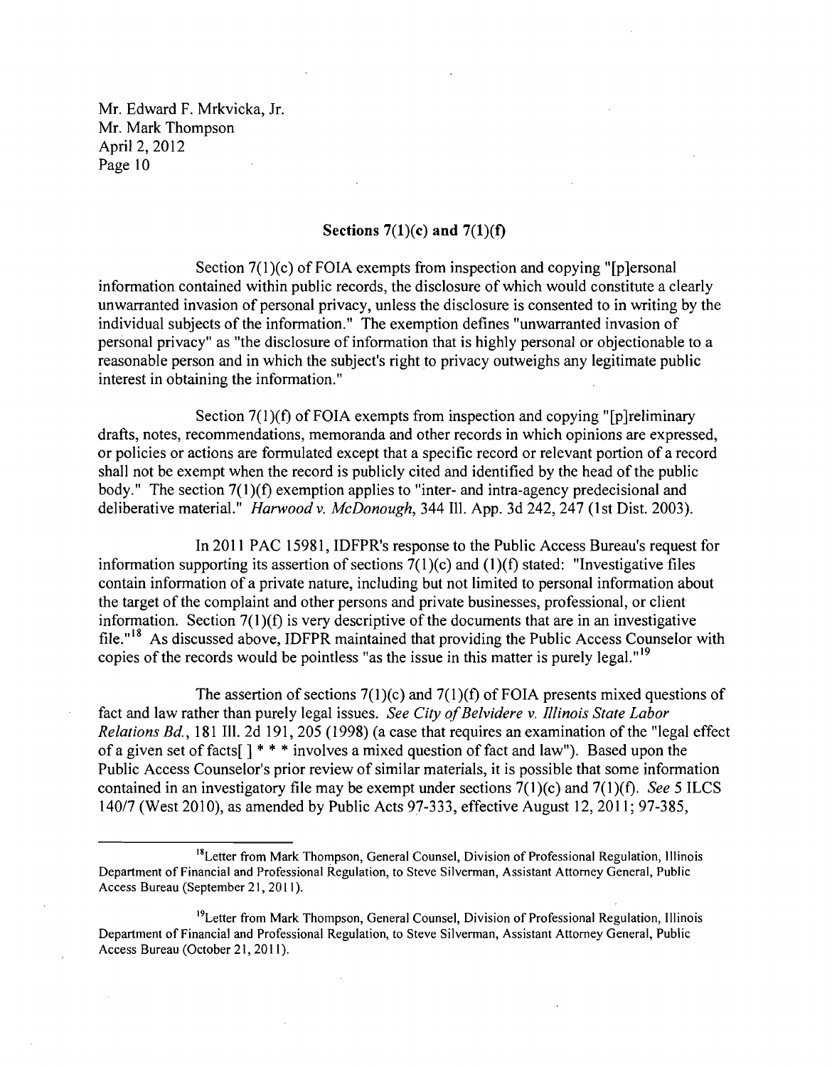Mr. Edward F. Mrkvicka, Jr.
Mr. Mark Thompson
April 2, 2012

**Sections 7(1)(c) and 7(1)(f)**

Section 7(1)(c) of FOIA exempts from inspection and copying "[p]ersonal information contained within public records, the disclosure of which would constitute a clearly unwarranted invasion of personal privacy, unless the disclosure is consented to in writing by the individual subjects of the information." The exemption defines "unwarranted invasion of personal privacy" as "the disclosure of information that is highly personal or objectionable to a reasonable person and in which the subject's right to privacy outweighs any legitimate public interest in obtaining the information."

Section 7(1)(f) of FOIA exempts from inspection and copying "[p]reliminary drafts, notes, recommendations, memoranda and other records in which opinions are expressed, or policies or actions are formulated except that a specific record or relevant portion of a record shall not be exempt when the record is publicly cited and identified by the head of the public body." The section 7(1)(f) exemption applies to "inter- and intra-agency predecisional and deliberative material." *Harwood v. McDonough*, 344 Ill. App. 3d 242, 247 (1st Dist. 2003).

In 2011 PAC 15981, IDFPR's response to the Public Access Bureau's request for information supporting its assertion of sections 7(1)(c) and (1)(f) stated: "Investigative files contain information of a private nature, including but not limited to personal information about the target of the complaint and other persons and private businesses, professional, or client information. Section 7(1)(f) is very descriptive of the documents that are in an investigative file."[18] As discussed above, IDFPR maintained that providing the Public Access Counselor with copies of the records would be pointless "as the issue in this matter is purely legal."[19]

The assertion of sections 7(1)(c) and 7(1)(f) of FOIA presents mixed questions of fact and law rather than purely legal issues. *See City of Belvidere v. Illinois State Labor Relations Bd.*, 181 Ill. 2d 191, 205 (1998) (a case that requires an examination of the "legal effect of a given set of facts[ ] * * * involves a mixed question of fact and law"). Based upon the Public Access Counselor's prior review of similar materials, it is possible that some information contained in an investigatory file may be exempt under sections 7(1)(c) and 7(1)(f). *See* 5 ILCS 140/7 (West 2010), as amended by Public Acts 97-333, effective August 12, 2011; 97-385,

---

[18] Letter from Mark Thompson, General Counsel, Division of Professional Regulation, Illinois Department of Financial and Professional Regulation, to Steve Silverman, Assistant Attorney General, Public Access Bureau (September 21, 2011).

[19] Letter from Mark Thompson, General Counsel, Division of Professional Regulation, Illinois Department of Financial and Professional Regulation, to Steve Silverman, Assistant Attorney General, Public Access Bureau (October 21, 2011).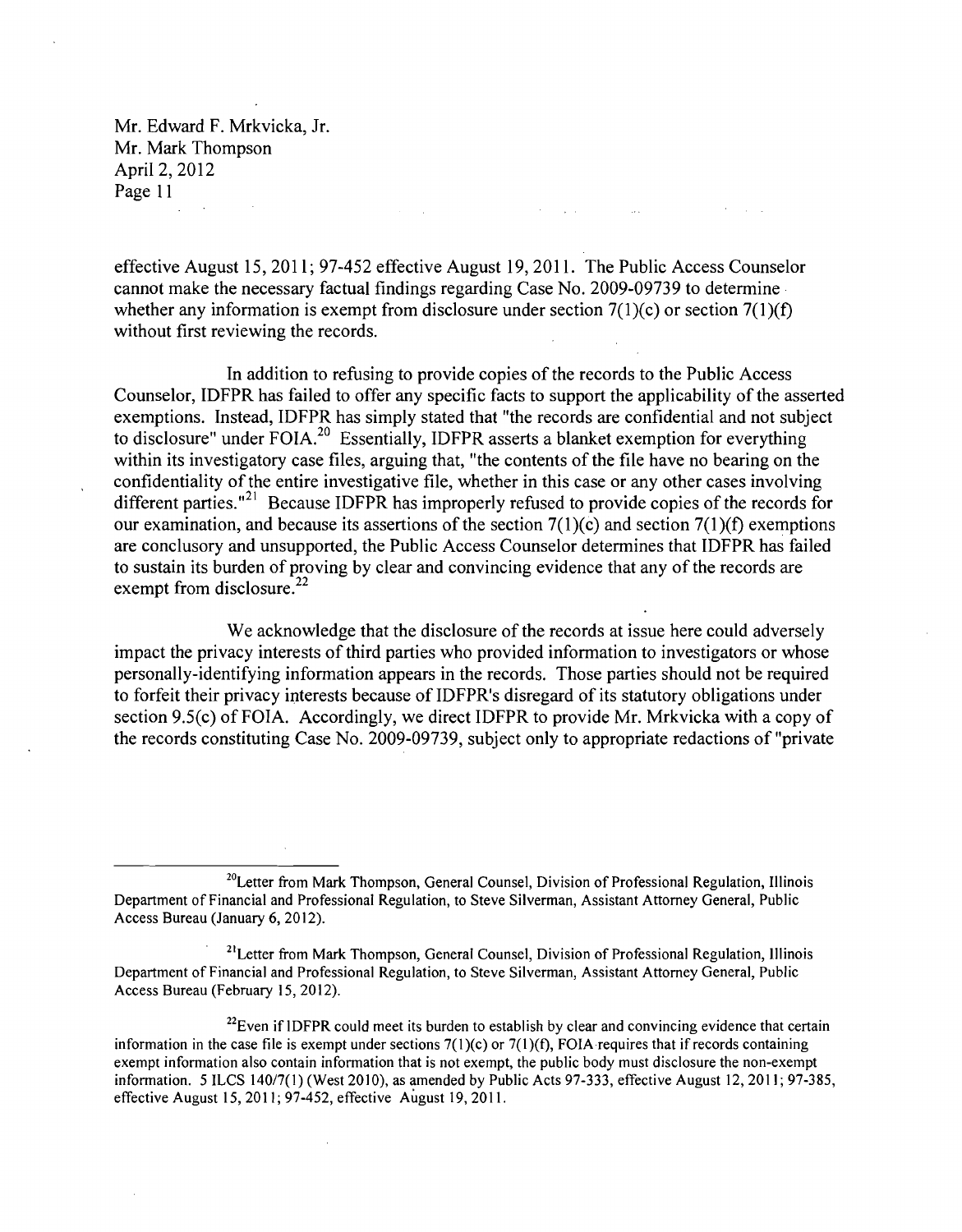effective August 15, 2011; 97-452 effective August 19, 2011. The Public Access Counselor cannot make the necessary factual findings regarding Case No. 2009-09739 to determine whether any information is exempt from disclosure under section 7(1)(c) or section 7(1)(f) without first reviewing the records.

In addition to refusing to provide copies of the records to the Public Access Counselor, IDFPR has failed to offer any specific facts to support the applicability of the asserted exemptions. Instead, IDFPR has simply stated that "the records are confidential and not subject to disclosure" under FOIA.[20] Essentially, IDFPR asserts a blanket exemption for everything within its investigatory case files, arguing that, "the contents of the file have no bearing on the confidentiality of the entire investigative file, whether in this case or any other cases involving different parties."[21] Because IDFPR has improperly refused to provide copies of the records for our examination, and because its assertions of the section 7(1)(c) and section 7(1)(f) exemptions are conclusory and unsupported, the Public Access Counselor determines that IDFPR has failed to sustain its burden of proving by clear and convincing evidence that any of the records are exempt from disclosure.[22]

We acknowledge that the disclosure of the records at issue here could adversely impact the privacy interests of third parties who provided information to investigators or whose personally-identifying information appears in the records. Those parties should not be required to forfeit their privacy interests because of IDFPR's disregard of its statutory obligations under section 9.5(c) of FOIA. Accordingly, we direct IDFPR to provide Mr. Mrkvicka with a copy of the records constituting Case No. 2009-09739, subject only to appropriate redactions of "private

---

[20] Letter from Mark Thompson, General Counsel, Division of Professional Regulation, Illinois Department of Financial and Professional Regulation, to Steve Silverman, Assistant Attorney General, Public Access Bureau (January 6, 2012).

[21] Letter from Mark Thompson, General Counsel, Division of Professional Regulation, Illinois Department of Financial and Professional Regulation, to Steve Silverman, Assistant Attorney General, Public Access Bureau (February 15, 2012).

[22] Even if IDFPR could meet its burden to establish by clear and convincing evidence that certain information in the case file is exempt under sections 7(1)(c) or 7(1)(f), FOIA requires that if records containing exempt information also contain information that is not exempt, the public body must disclosure the non-exempt information. 5 ILCS 140/7(1) (West 2010), as amended by Public Acts 97-333, effective August 12, 2011; 97-385, effective August 15, 2011; 97-452, effective August 19, 2011.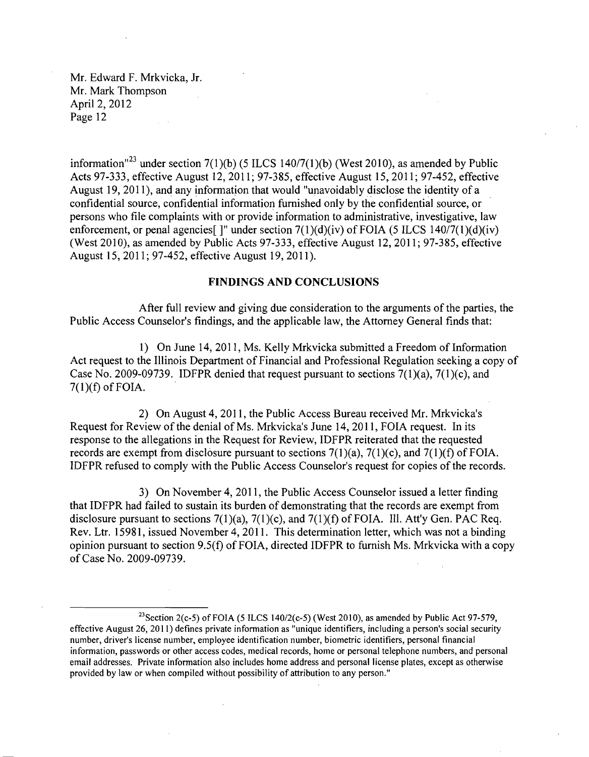information"[23] under section 7(1)(b) (5 ILCS 140/7(1)(b) (West 2010), as amended by Public Acts 97-333, effective August 12, 2011; 97-385, effective August 15, 2011; 97-452, effective August 19, 2011), and any information that would "unavoidably disclose the identity of a confidential source, confidential information furnished only by the confidential source, or persons who file complaints with or provide information to administrative, investigative, law enforcement, or penal agencies[ ]" under section 7(1)(d)(iv) of FOIA (5 ILCS 140/7(1)(d)(iv) (West 2010), as amended by Public Acts 97-333, effective August 12, 2011; 97-385, effective August 15, 2011; 97-452, effective August 19, 2011).

## FINDINGS AND CONCLUSIONS

After full review and giving due consideration to the arguments of the parties, the Public Access Counselor's findings, and the applicable law, the Attorney General finds that:

1) On June 14, 2011, Ms. Kelly Mrkvicka submitted a Freedom of Information Act request to the Illinois Department of Financial and Professional Regulation seeking a copy of Case No. 2009-09739. IDFPR denied that request pursuant to sections 7(1)(a), 7(1)(c), and 7(1)(f) of FOIA.

2) On August 4, 2011, the Public Access Bureau received Mr. Mrkvicka's Request for Review of the denial of Ms. Mrkvicka's June 14, 2011, FOIA request. In its response to the allegations in the Request for Review, IDFPR reiterated that the requested records are exempt from disclosure pursuant to sections 7(1)(a), 7(1)(c), and 7(1)(f) of FOIA. IDFPR refused to comply with the Public Access Counselor's request for copies of the records.

3) On November 4, 2011, the Public Access Counselor issued a letter finding that IDFPR had failed to sustain its burden of demonstrating that the records are exempt from disclosure pursuant to sections 7(1)(a), 7(1)(c), and 7(1)(f) of FOIA. Ill. Att'y Gen. PAC Req. Rev. Ltr. 15981, issued November 4, 2011. This determination letter, which was not a binding opinion pursuant to section 9.5(f) of FOIA, directed IDFPR to furnish Ms. Mrkvicka with a copy of Case No. 2009-09739.

---

[23] Section 2(c-5) of FOIA (5 ILCS 140/2(c-5) (West 2010), as amended by Public Act 97-579, effective August 26, 2011) defines private information as "unique identifiers, including a person's social security number, driver's license number, employee identification number, biometric identifiers, personal financial information, passwords or other access codes, medical records, home or personal telephone numbers, and personal email addresses. Private information also includes home address and personal license plates, except as otherwise provided by law or when compiled without possibility of attribution to any person."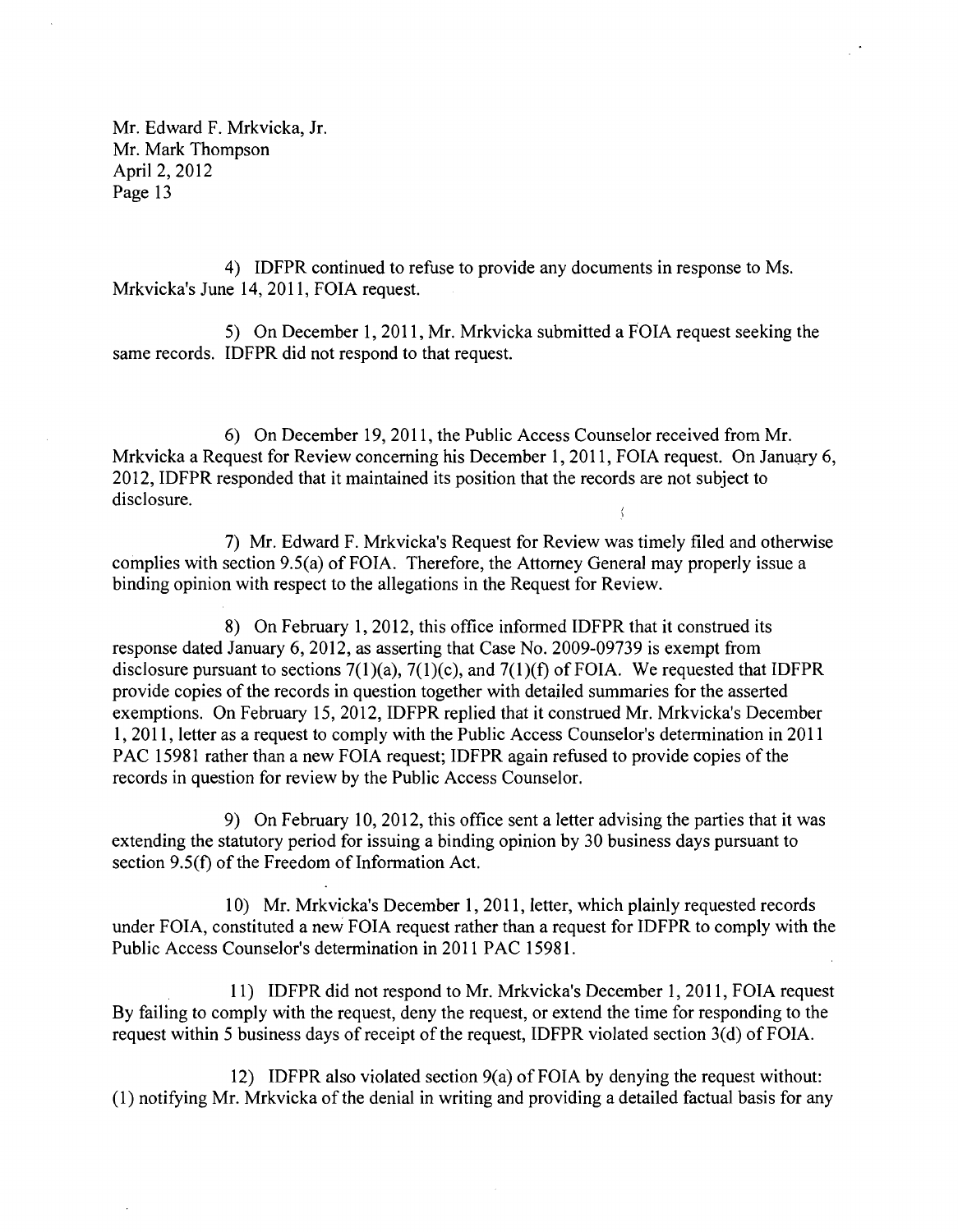4) IDFPR continued to refuse to provide any documents in response to Ms. Mrkvicka's June 14, 2011, FOIA request.

5) On December 1, 2011, Mr. Mrkvicka submitted a FOIA request seeking the same records. IDFPR did not respond to that request.

6) On December 19, 2011, the Public Access Counselor received from Mr. Mrkvicka a Request for Review concerning his December 1, 2011, FOIA request. On January 6, 2012, IDFPR responded that it maintained its position that the records are not subject to disclosure.

7) Mr. Edward F. Mrkvicka's Request for Review was timely filed and otherwise complies with section 9.5(a) of FOIA. Therefore, the Attorney General may properly issue a binding opinion with respect to the allegations in the Request for Review.

8) On February 1, 2012, this office informed IDFPR that it construed its response dated January 6, 2012, as asserting that Case No. 2009-09739 is exempt from disclosure pursuant to sections 7(1)(a), 7(1)(c), and 7(1)(f) of FOIA. We requested that IDFPR provide copies of the records in question together with detailed summaries for the asserted exemptions. On February 15, 2012, IDFPR replied that it construed Mr. Mrkvicka's December 1, 2011, letter as a request to comply with the Public Access Counselor's determination in 2011 PAC 15981 rather than a new FOIA request; IDFPR again refused to provide copies of the records in question for review by the Public Access Counselor.

9) On February 10, 2012, this office sent a letter advising the parties that it was extending the statutory period for issuing a binding opinion by 30 business days pursuant to section 9.5(f) of the Freedom of Information Act.

10) Mr. Mrkvicka's December 1, 2011, letter, which plainly requested records under FOIA, constituted a new FOIA request rather than a request for IDFPR to comply with the Public Access Counselor's determination in 2011 PAC 15981.

11) IDFPR did not respond to Mr. Mrkvicka's December 1, 2011, FOIA request By failing to comply with the request, deny the request, or extend the time for responding to the request within 5 business days of receipt of the request, IDFPR violated section 3(d) of FOIA.

12) IDFPR also violated section 9(a) of FOIA by denying the request without: (1) notifying Mr. Mrkvicka of the denial in writing and providing a detailed factual basis for any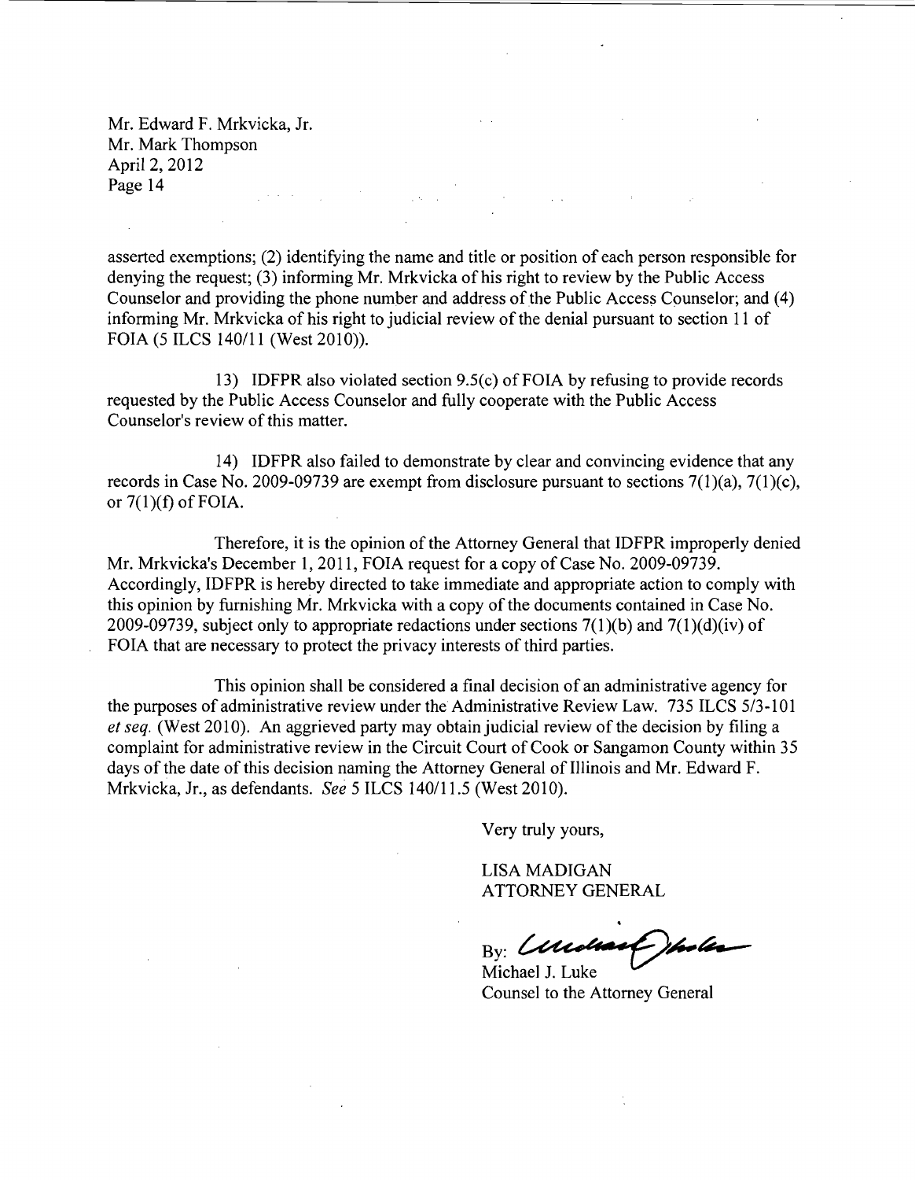asserted exemptions; (2) identifying the name and title or position of each person responsible for denying the request; (3) informing Mr. Mrkvicka of his right to review by the Public Access Counselor and providing the phone number and address of the Public Access Counselor; and (4) informing Mr. Mrkvicka of his right to judicial review of the denial pursuant to section 11 of FOIA (5 ILCS 140/11 (West 2010)).

13) IDFPR also violated section 9.5(c) of FOIA by refusing to provide records requested by the Public Access Counselor and fully cooperate with the Public Access Counselor's review of this matter.

14) IDFPR also failed to demonstrate by clear and convincing evidence that any records in Case No. 2009-09739 are exempt from disclosure pursuant to sections 7(1)(a), 7(1)(c), or 7(1)(f) of FOIA.

Therefore, it is the opinion of the Attorney General that IDFPR improperly denied Mr. Mrkvicka's December 1, 2011, FOIA request for a copy of Case No. 2009-09739. Accordingly, IDFPR is hereby directed to take immediate and appropriate action to comply with this opinion by furnishing Mr. Mrkvicka with a copy of the documents contained in Case No. 2009-09739, subject only to appropriate redactions under sections 7(1)(b) and 7(1)(d)(iv) of FOIA that are necessary to protect the privacy interests of third parties.

This opinion shall be considered a final decision of an administrative agency for the purposes of administrative review under the Administrative Review Law. 735 ILCS 5/3-101 *et seq.* (West 2010). An aggrieved party may obtain judicial review of the decision by filing a complaint for administrative review in the Circuit Court of Cook or Sangamon County within 35 days of the date of this decision naming the Attorney General of Illinois and Mr. Edward F. Mrkvicka, Jr., as defendants. *See* 5 ILCS 140/11.5 (West 2010).

Very truly yours,

LISA MADIGAN
ATTORNEY GENERAL

By: [signature]
Michael J. Luke
Counsel to the Attorney General